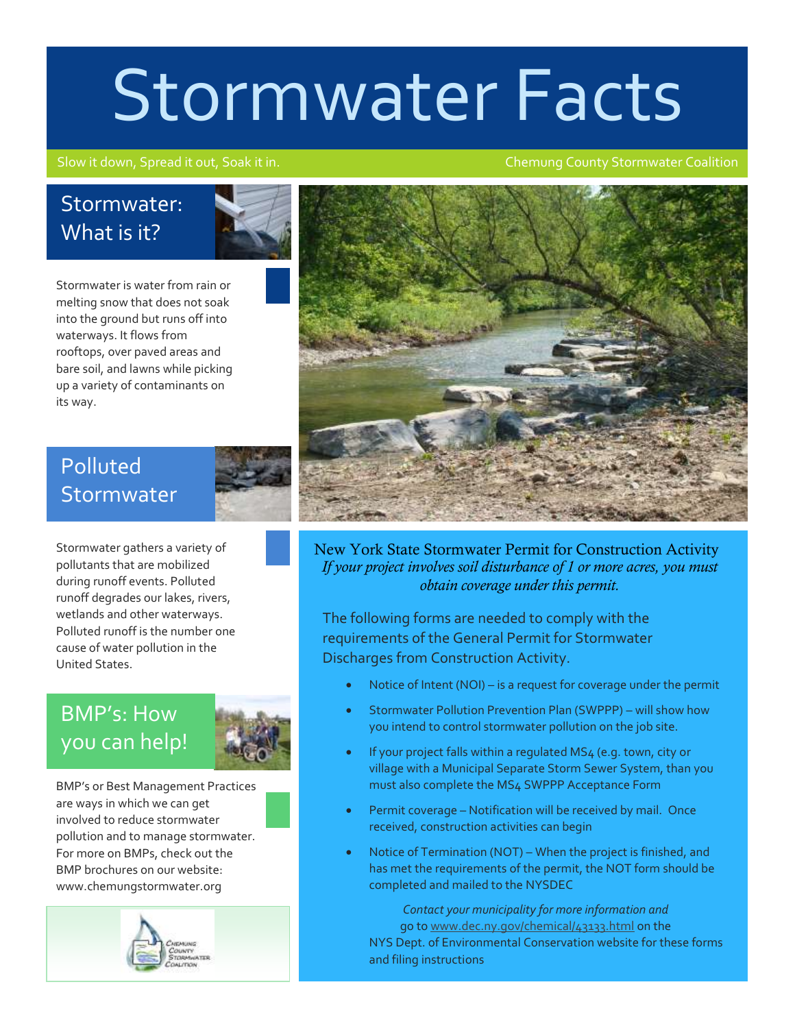# Stormwater Facts

Slow it down, Spread it out, Soak it in.

Chemung County Stormwater Coalition

## Stormwater: What is it?

Stormwater is water from rain or melting snow that does not soak into the ground but runs off into waterways. It flows from rooftops, over paved areas and bare soil, and lawns while picking up a variety of contaminants on its way.

## Polluted Stormwater

Stormwater gathers a variety of pollutants that are mobilized during runoff events. Polluted runoff degrades our lakes, rivers, wetlands and other waterways. Polluted runoff is the number one cause of water pollution in the United States.

## BMP's: How you can help!

BMP's or Best Management Practices are ways in which we can get involved to reduce stormwater pollution and to manage stormwater. For more on BMPs, check out the BMP brochures on our website: www.chemungstormwater.org

Chemung County Stormwater Coalition

## New York State Stormwater Permit for Construction Activity

*If your project involves soil disturbance of 1 or more acres, you must obtain coverage under this permit.*

The following forms are needed to comply with the requirements of the General Permit for Stormwater Discharges from Construction Activity.

- Notice of Intent (NOI) – is a request for coverage under the permit
- Stormwater Pollution Prevention Plan (SWPPP) – will show how you intend to control stormwater pollution on the job site.
- If your project falls within a regulated MS4 (e.g. town, city or village with a Municipal Separate Storm Sewer System, than you must also complete the MS4 SWPPP Acceptance Form
- Permit coverage – Notification will be received by mail. Once received, construction activities can begin
- Notice of Termination (NOT) – When the project is finished, and has met the requirements of the permit, the NOT form should be completed and mailed to the NYSDEC

*Contact your municipality for more information and* go to www.dec.ny.gov/chemical/43133.html on the NYS Dept. of Environmental Conservation website for these forms and filing instructions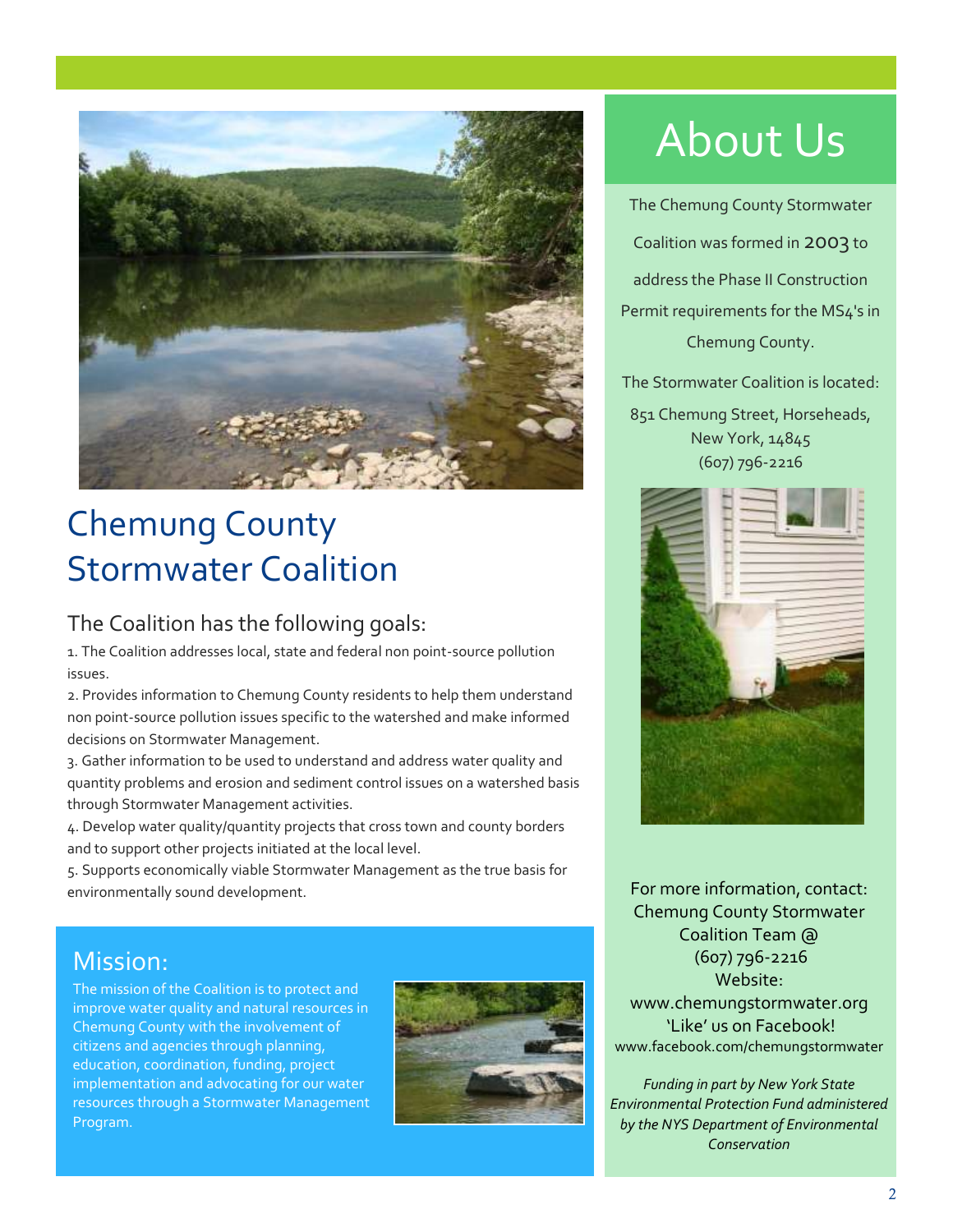# Chemung County Stormwater Coalition

## The Coalition has the following goals:

1. The Coalition addresses local, state and federal non point-source pollution issues.
2. Provides information to Chemung County residents to help them understand non point-source pollution issues specific to the watershed and make informed decisions on Stormwater Management.
3. Gather information to be used to understand and address water quality and quantity problems and erosion and sediment control issues on a watershed basis through Stormwater Management activities.
4. Develop water quality/quantity projects that cross town and county borders and to support other projects initiated at the local level.
5. Supports economically viable Stormwater Management as the true basis for environmentally sound development.

## Mission:

The mission of the Coalition is to protect and improve water quality and natural resources in Chemung County with the involvement of citizens and agencies through planning, education, coordination, funding, project implementation and advocating for our water resources through a Stormwater Management Program.

# About Us

The Chemung County Stormwater Coalition was formed in 2003 to address the Phase II Construction Permit requirements for the MS4's in Chemung County.

The Stormwater Coalition is located:

851 Chemung Street, Horseheads, New York, 14845
(607) 796-2216

For more information, contact:
Chemung County Stormwater Coalition Team @
(607) 796-2216
Website:
www.chemungstormwater.org
'Like' us on Facebook!
www.facebook.com/chemungstormwater

*Funding in part by New York State Environmental Protection Fund administered by the NYS Department of Environmental Conservation*